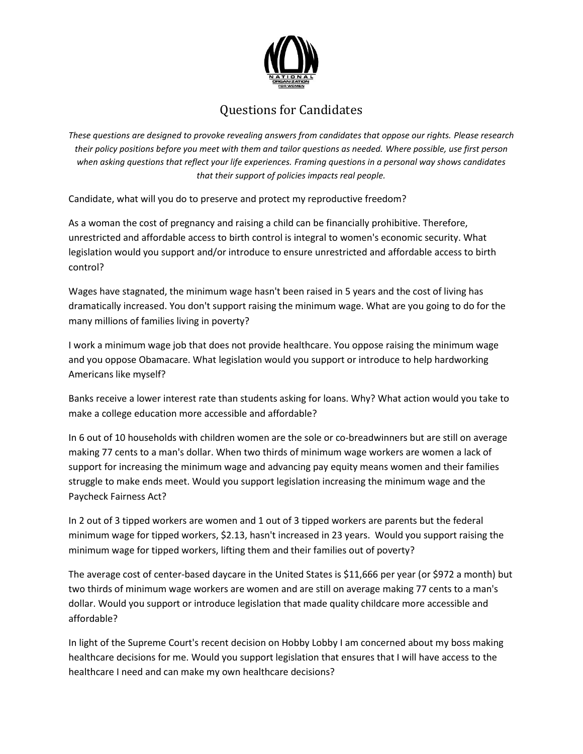NATIONAL ORGANIZATION FOR WOMEN

# Questions for Candidates

*These questions are designed to provoke revealing answers from candidates that oppose our rights. Please research their policy positions before you meet with them and tailor questions as needed. Where possible, use first person when asking questions that reflect your life experiences. Framing questions in a personal way shows candidates that their support of policies impacts real people.*

Candidate, what will you do to preserve and protect my reproductive freedom?

As a woman the cost of pregnancy and raising a child can be financially prohibitive. Therefore, unrestricted and affordable access to birth control is integral to women's economic security. What legislation would you support and/or introduce to ensure unrestricted and affordable access to birth control?

Wages have stagnated, the minimum wage hasn't been raised in 5 years and the cost of living has dramatically increased. You don't support raising the minimum wage. What are you going to do for the many millions of families living in poverty?

I work a minimum wage job that does not provide healthcare. You oppose raising the minimum wage and you oppose Obamacare. What legislation would you support or introduce to help hardworking Americans like myself?

Banks receive a lower interest rate than students asking for loans. Why? What action would you take to make a college education more accessible and affordable?

In 6 out of 10 households with children women are the sole or co-breadwinners but are still on average making 77 cents to a man's dollar. When two thirds of minimum wage workers are women a lack of support for increasing the minimum wage and advancing pay equity means women and their families struggle to make ends meet. Would you support legislation increasing the minimum wage and the Paycheck Fairness Act?

In 2 out of 3 tipped workers are women and 1 out of 3 tipped workers are parents but the federal minimum wage for tipped workers, $2.13, hasn't increased in 23 years. Would you support raising the minimum wage for tipped workers, lifting them and their families out of poverty?

The average cost of center-based daycare in the United States is $11,666 per year (or $972 a month) but two thirds of minimum wage workers are women and are still on average making 77 cents to a man's dollar. Would you support or introduce legislation that made quality childcare more accessible and affordable?

In light of the Supreme Court's recent decision on Hobby Lobby I am concerned about my boss making healthcare decisions for me. Would you support legislation that ensures that I will have access to the healthcare I need and can make my own healthcare decisions?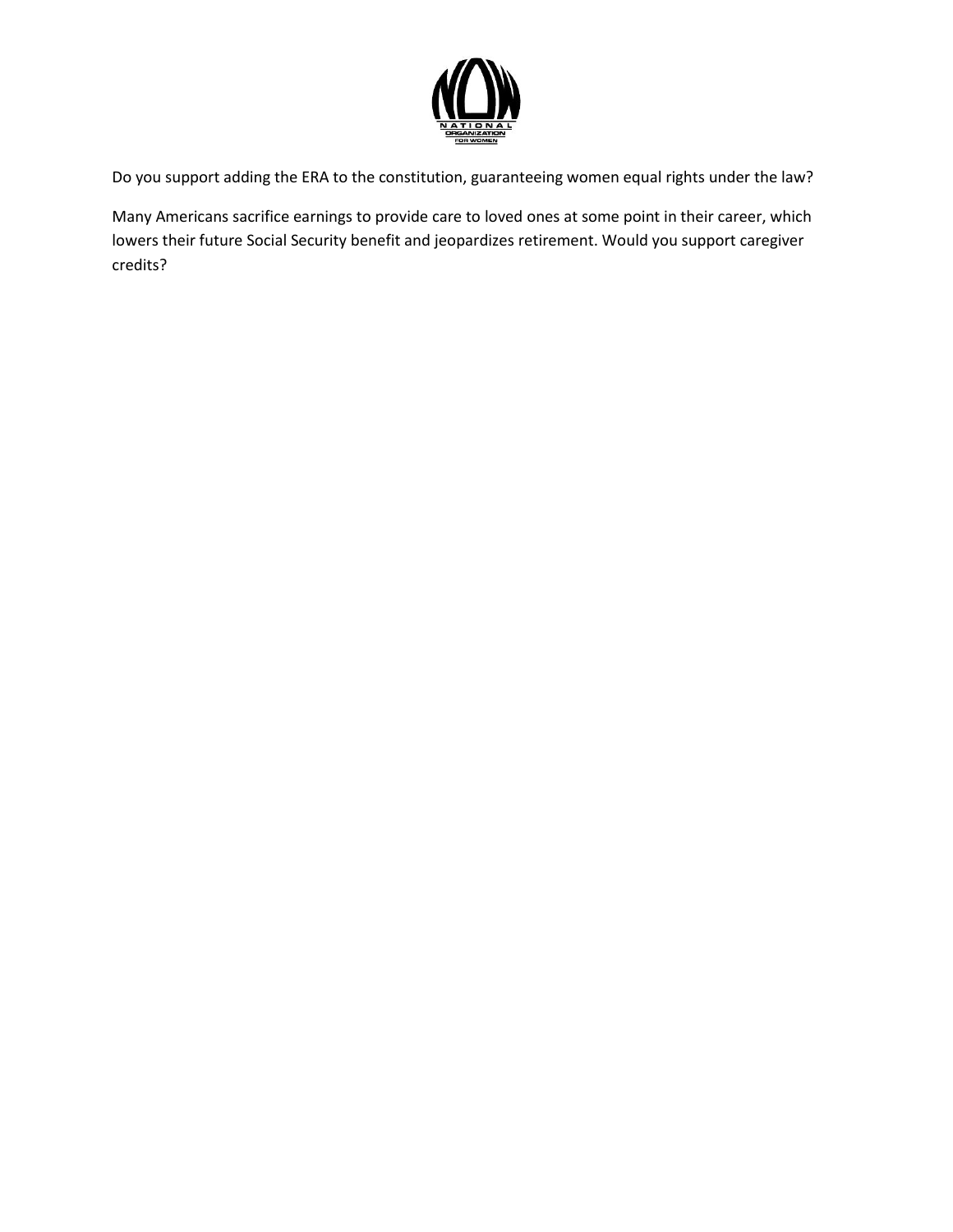Do you support adding the ERA to the constitution, guaranteeing women equal rights under the law?

Many Americans sacrifice earnings to provide care to loved ones at some point in their career, which lowers their future Social Security benefit and jeopardizes retirement. Would you support caregiver credits?